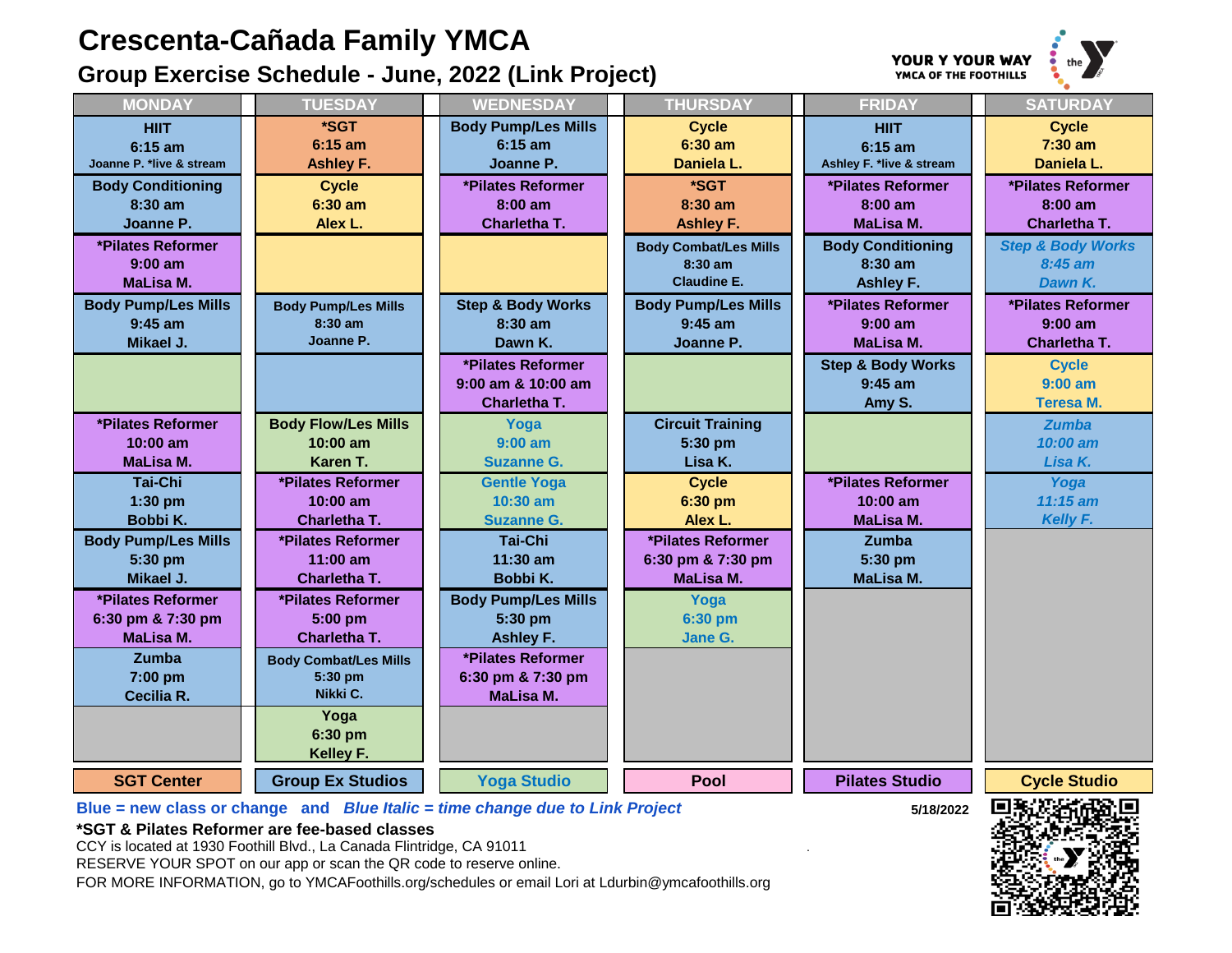# Crescenta-Cañada Family YMCA

## Group Exercise Schedule - June, 2022 (Link Project)

YOUR Y YOUR WAY
YMCA OF THE FOOTHILLS

| MONDAY | TUESDAY | WEDNESDAY | THURSDAY | FRIDAY | SATURDAY |
|---|---|---|---|---|---|
| HIIT 6:15 am Joanne P. *live & stream | *SGT 6:15 am Ashley F. | Body Pump/Les Mills 6:15 am Joanne P. | Cycle 6:30 am Daniela L. | HIIT 6:15 am Ashley F. *live & stream | Cycle 7:30 am Daniela L. |
| Body Conditioning 8:30 am Joanne P. | Cycle 6:30 am Alex L. | *Pilates Reformer 8:00 am Charletha T. | *SGT 8:30 am Ashley F. | *Pilates Reformer 8:00 am MaLisa M. | *Pilates Reformer 8:00 am Charletha T. |
| *Pilates Reformer 9:00 am MaLisa M. | | | Body Combat/Les Mills 8:30 am Claudine E. | Body Conditioning 8:30 am Ashley F. | *Step & Body Works 8:45 am Dawn K.* |
| Body Pump/Les Mills 9:45 am Mikael J. | Body Pump/Les Mills 8:30 am Joanne P. | Step & Body Works 8:30 am Dawn K. | Body Pump/Les Mills 9:45 am Joanne P. | *Pilates Reformer 9:00 am MaLisa M. | *Pilates Reformer 9:00 am Charletha T. |
| | | *Pilates Reformer 9:00 am & 10:00 am Charletha T. | | Step & Body Works 9:45 am Amy S. | Cycle 9:00 am Teresa M. |
| *Pilates Reformer 10:00 am MaLisa M. | Body Flow/Les Mills 10:00 am Karen T. | Yoga 9:00 am Suzanne G. | Circuit Training 5:30 pm Lisa K. | | *Zumba 10:00 am Lisa K.* |
| Tai-Chi 1:30 pm Bobbi K. | *Pilates Reformer 10:00 am Charletha T. | Gentle Yoga 10:30 am Suzanne G. | Cycle 6:30 pm Alex L. | *Pilates Reformer 10:00 am MaLisa M. | *Yoga 11:15 am Kelly F.* |
| Body Pump/Les Mills 5:30 pm Mikael J. | *Pilates Reformer 11:00 am Charletha T. | Tai-Chi 11:30 am Bobbi K. | *Pilates Reformer 6:30 pm & 7:30 pm MaLisa M. | Zumba 5:30 pm MaLisa M. | |
| *Pilates Reformer 6:30 pm & 7:30 pm MaLisa M. | *Pilates Reformer 5:00 pm Charletha T. | Body Pump/Les Mills 5:30 pm Ashley F. | Yoga 6:30 pm Jane G. | | |
| Zumba 7:00 pm Cecilia R. | Body Combat/Les Mills 5:30 pm Nikki C. | *Pilates Reformer 6:30 pm & 7:30 pm MaLisa M. | | | |
| | Yoga 6:30 pm Kelley F. | | | | |

| SGT Center | Group Ex Studios | Yoga Studio | Pool | Pilates Studio | Cycle Studio |
|---|---|---|---|---|---|

**Blue = new class or change** and ***Blue Italic = time change due to Link Project***

5/18/2022

**\*SGT & Pilates Reformer are fee-based classes**

CCY is located at 1930 Foothill Blvd., La Canada Flintridge, CA 91011

RESERVE YOUR SPOT on our app or scan the QR code to reserve online.

FOR MORE INFORMATION, go to YMCAFoothills.org/schedules or email Lori at Ldurbin@ymcafoothills.org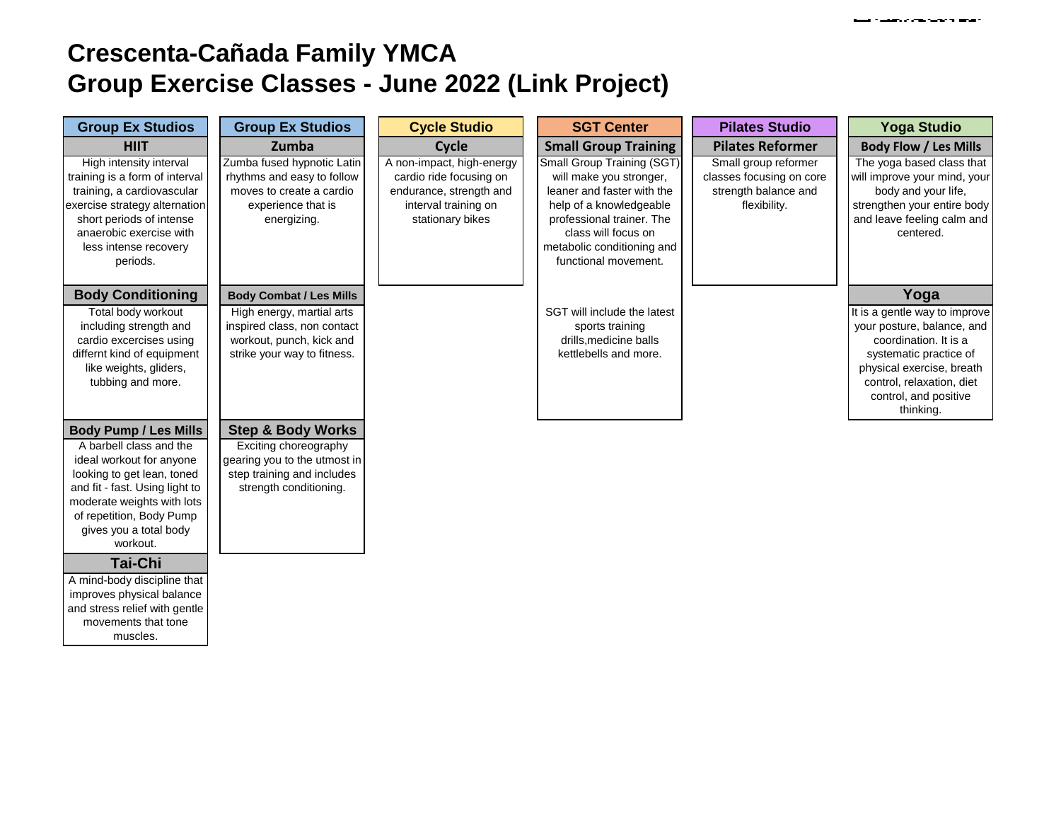# Crescenta-Cañada Family YMCA
# Group Exercise Classes - June 2022 (Link Project)

| Group Ex Studios | Group Ex Studios | Cycle Studio | SGT Center | Pilates Studio | Yoga Studio |
|---|---|---|---|---|---|
| **HIIT** | **Zumba** | **Cycle** | **Small Group Training** | **Pilates Reformer** | **Body Flow / Les Mills** |
| High intensity interval training is a form of interval training, a cardiovascular exercise strategy alternation short periods of intense anaerobic exercise with less intense recovery periods. | Zumba fused hypnotic Latin rhythms and easy to follow moves to create a cardio experience that is energizing. | A non-impact, high-energy cardio ride focusing on endurance, strength and interval training on stationary bikes | Small Group Training (SGT) will make you stronger, leaner and faster with the help of a knowledgeable professional trainer. The class will focus on metabolic conditioning and functional movement. | Small group reformer classes focusing on core strength balance and flexibility. | The yoga based class that will improve your mind, your body and your life, strengthen your entire body and leave feeling calm and centered. |
| **Body Conditioning** | **Body Combat / Les Mills** | | | | **Yoga** |
| Total body workout including strength and cardio excercises using differnt kind of equipment like weights, gliders, tubbing and more. | High energy, martial arts inspired class, non contact workout, punch, kick and strike your way to fitness. | | SGT will include the latest sports training drills,medicine balls kettlebells and more. | | It is a gentle way to improve your posture, balance, and coordination. It is a systematic practice of physical exercise, breath control, relaxation, diet control, and positive thinking. |
| **Body Pump / Les Mills** | **Step & Body Works** | | | | |
| A barbell class and the ideal workout for anyone looking to get lean, toned and fit - fast. Using light to moderate weights with lots of repetition, Body Pump gives you a total body workout. | Exciting choreography gearing you to the utmost in step training and includes strength conditioning. | | | | |
| **Tai-Chi** | | | | | |
| A mind-body discipline that improves physical balance and stress relief with gentle movements that tone muscles. | | | | | |